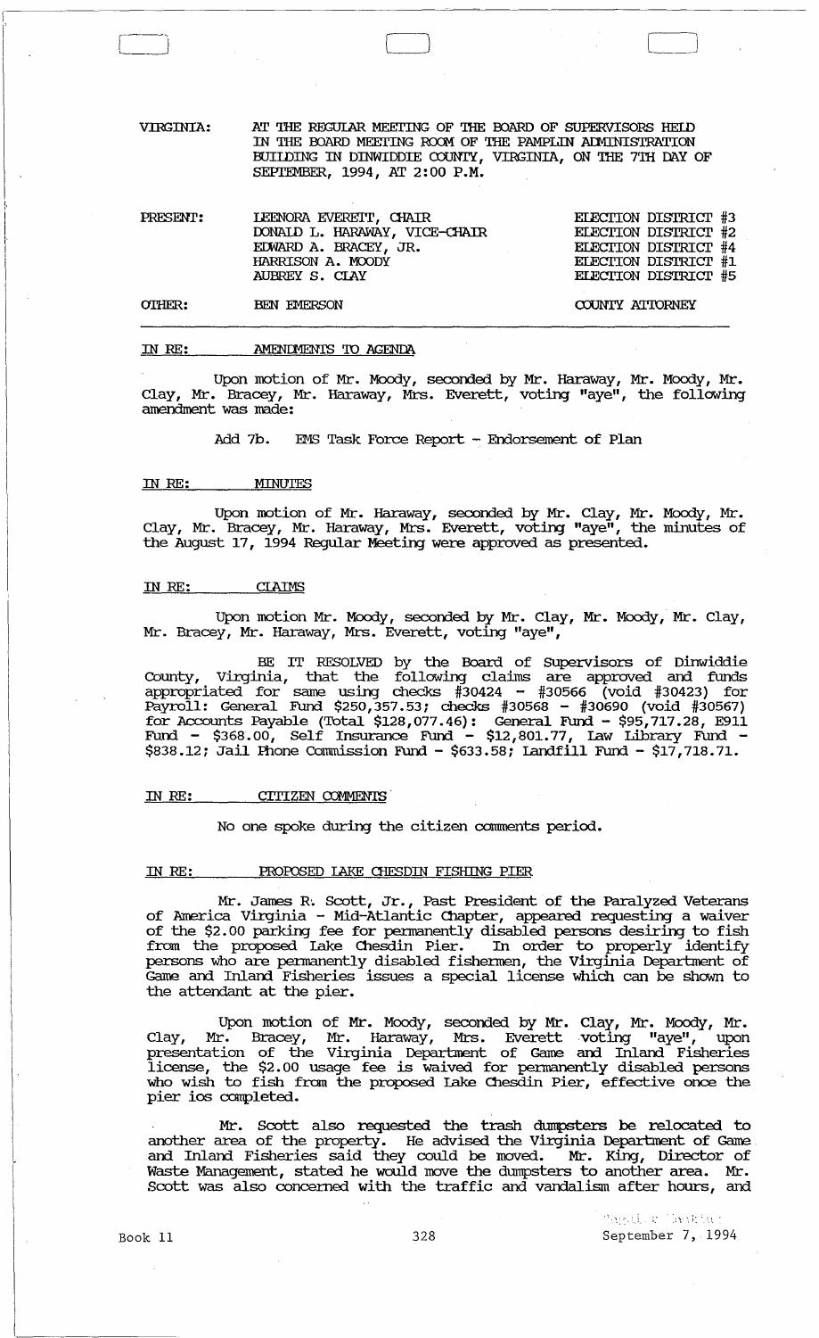VIRGINIA: AT THE REGULAR MEETING OF THE BOARD OF SUPERVISORS HELD IN THE BOARD MEETING ROOM OF THE PAMPLIN ADMINISTRATION BUILDING IN DINWIDDIE COUNTY, VIRGINIA, ON THE 7TH DAY OF SEPTEMBER, 1994, AT 2:00 P.M.

| | | |
|---|---|---|
| PRESENT: | LEENORA EVERETT, CHAIR | ELECTION DISTRICT #3 |
| | DONALD L. HARAWAY, VICE-CHAIR | ELECTION DISTRICT #2 |
| | EDWARD A. BRACEY, JR. | ELECTION DISTRICT #4 |
| | HARRISON A. MOODY | ELECTION DISTRICT #1 |
| | AUBREY S. CLAY | ELECTION DISTRICT #5 |
| OTHER: | BEN EMERSON | COUNTY ATTORNEY |

IN RE: AMENDMENTS TO AGENDA

Upon motion of Mr. Moody, seconded by Mr. Haraway, Mr. Moody, Mr. Clay, Mr. Bracey, Mr. Haraway, Mrs. Everett, voting "aye", the following amendment was made:

Add 7b. EMS Task Force Report - Endorsement of Plan

IN RE: MINUTES

Upon motion of Mr. Haraway, seconded by Mr. Clay, Mr. Moody, Mr. Clay, Mr. Bracey, Mr. Haraway, Mrs. Everett, voting "aye", the minutes of the August 17, 1994 Regular Meeting were approved as presented.

IN RE: CLAIMS

Upon motion Mr. Moody, seconded by Mr. Clay, Mr. Moody, Mr. Clay, Mr. Bracey, Mr. Haraway, Mrs. Everett, voting "aye",

BE IT RESOLVED by the Board of Supervisors of Dinwiddie County, Virginia, that the following claims are approved and funds appropriated for same using checks #30424 - #30566 (void #30423) for Payroll: General Fund $250,357.53; checks #30568 - #30690 (void #30567) for Accounts Payable (Total $128,077.46): General Fund - $95,717.28, E911 Fund - $368.00, Self Insurance Fund - $12,801.77, Law Library Fund - $838.12; Jail Phone Commission Fund - $633.58; Landfill Fund - $17,718.71.

IN RE: CITIZEN COMMENTS

No one spoke during the citizen comments period.

IN RE: PROPOSED LAKE CHESDIN FISHING PIER

Mr. James R. Scott, Jr., Past President of the Paralyzed Veterans of America Virginia - Mid-Atlantic Chapter, appeared requesting a waiver of the $2.00 parking fee for permanently disabled persons desiring to fish from the proposed Lake Chesdin Pier. In order to properly identify persons who are permanently disabled fishermen, the Virginia Department of Game and Inland Fisheries issues a special license which can be shown to the attendant at the pier.

Upon motion of Mr. Moody, seconded by Mr. Clay, Mr. Moody, Mr. Clay, Mr. Bracey, Mr. Haraway, Mrs. Everett voting "aye", upon presentation of the Virginia Department of Game and Inland Fisheries license, the $2.00 usage fee is waived for permanently disabled persons who wish to fish from the proposed Lake Chesdin Pier, effective once the pier ios completed.

Mr. Scott also requested the trash dumpsters be relocated to another area of the property. He advised the Virginia Department of Game and Inland Fisheries said they could be moved. Mr. King, Director of Waste Management, stated he would move the dumpsters to another area. Mr. Scott was also concerned with the traffic and vandalism after hours, and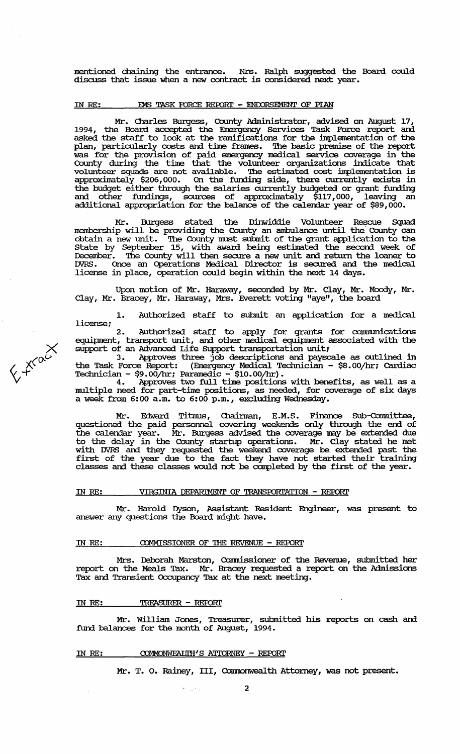mentioned chaining the entrance. Mrs. Ralph suggested the Board could discuss that issue when a new contract is considered next year.

IN RE: EMS TASK FORCE REPORT - ENDORSEMENT OF PLAN

Mr. Charles Burgess, County Administrator, advised on August 17, 1994, the Board accepted the Emergency Services Task Force report and asked the staff to look at the ramifications for the implementation of the plan, particularly costs and time frames. The basic premise of the report was for the provision of paid emergency medical service coverage in the County during the time that the volunteer organizations indicate that volunteer squads are not available. The estimated cost implementation is approximately $206,000. On the funding side, there currently exists in the budget either through the salaries currently budgeted or grant funding and other fundings, sources of approximately $117,000, leaving an additional appropriation for the balance of the calendar year of $89,000.

Mr. Burgess stated the Dinwiddie Volunteer Rescue Squad membership will be providing the County an ambulance until the County can obtain a new unit. The County must submit of the grant application to the State by September 15, with award being estimated the second week of December. The County will then secure a new unit and return the loaner to DVRS. Once an Operations Medical Director is secured and the medical license in place, operation could begin within the next 14 days.

Upon motion of Mr. Haraway, seconded by Mr. Clay, Mr. Moody, Mr. Clay, Mr. Bracey, Mr. Haraway, Mrs. Everett voting "aye", the board

1. Authorized staff to submit an application for a medical license;
2. Authorized staff to apply for grants for communications equipment, transport unit, and other medical equipment associated with the support of an Advanced Life Support transportation unit;
3. Approves three job descriptions and payscale as outlined in the Task Force Report: (Emergency Medical Technician - $8.00/hr; Cardiac Technician - $9.00/hr; Paramedic - $10.00/hr).
4. Approves two full time positions with benefits, as well as a multiple need for part-time positions, as needed, for coverage of six days a week from 6:00 a.m. to 6:00 p.m., excluding Wednesday.

Mr. Edward Titmus, Chairman, E.M.S. Finance Sub-Committee, questioned the paid personnel covering weekends only through the end of the calendar year. Mr. Burgess advised the coverage may be extended due to the delay in the County startup operations. Mr. Clay stated he met with DVRS and they requested the weekend coverage be extended past the first of the year due to the fact they have not started their training classes and these classes would not be completed by the first of the year.

IN RE: VIRGINIA DEPARTMENT OF TRANSPORTATION - REPORT

Mr. Harold Dyson, Assistant Resident Engineer, was present to answer any questions the Board might have.

IN RE: COMMISSIONER OF THE REVENUE - REPORT

Mrs. Deborah Marston, Commissioner of the Revenue, submitted her report on the Meals Tax. Mr. Bracey requested a report on the Admissions Tax and Transient Occupancy Tax at the next meeting.

IN RE: TREASURER - REPORT

Mr. William Jones, Treasurer, submitted his reports on cash and fund balances for the month of August, 1994.

IN RE: COMMONWEALTH'S ATTORNEY - REPORT

Mr. T. O. Rainey, III, Commonwealth Attorney, was not present.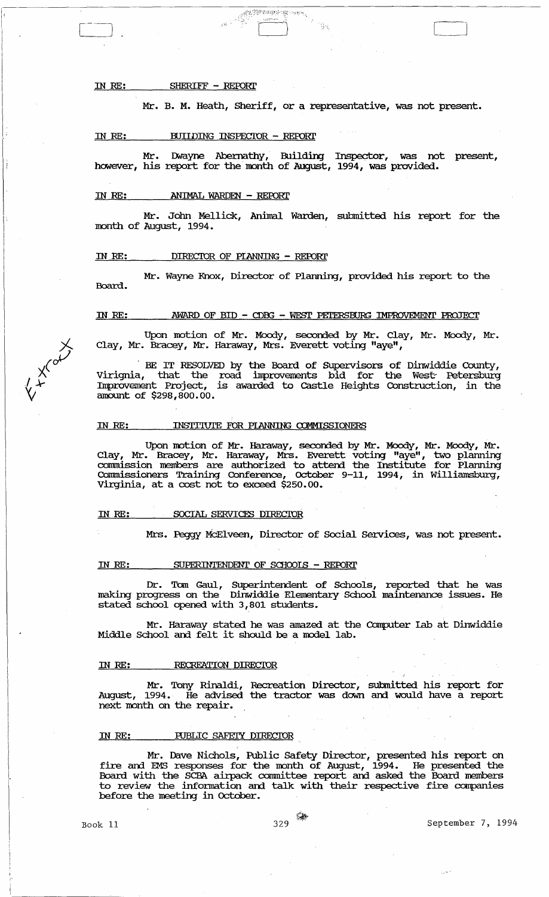IN RE: SHERIFF - REPORT

Mr. B. M. Heath, Sheriff, or a representative, was not present.

IN RE: BUILDING INSPECTOR - REPORT

Mr. Dwayne Abernathy, Building Inspector, was not present, however, his report for the month of August, 1994, was provided.

IN RE: ANIMAL WARDEN - REPORT

Mr. John Mellick, Animal Warden, submitted his report for the month of August, 1994.

IN RE: DIRECTOR OF PLANNING - REPORT

Mr. Wayne Knox, Director of Planning, provided his report to the Board.

IN RE: AWARD OF BID - CDBG - WEST PETERSBURG IMPROVEMENT PROJECT

Upon motion of Mr. Moody, seconded by Mr. Clay, Mr. Moody, Mr. Clay, Mr. Bracey, Mr. Haraway, Mrs. Everett voting "aye",

BE IT RESOLVED by the Board of Supervisors of Dinwiddie County, Virignia, that the road improvements bid for the West Petersburg Improvement Project, is awarded to Castle Heights Construction, in the amount of $298,800.00.

IN RE: INSTITUTE FOR PLANNING COMMISSIONERS

Upon motion of Mr. Haraway, seconded by Mr. Moody, Mr. Moody, Mr. Clay, Mr. Bracey, Mr. Haraway, Mrs. Everett voting "aye", two planning commission members are authorized to attend the Institute for Planning Commissioners Training Conference, October 9-11, 1994, in Williamsburg, Virginia, at a cost not to exceed $250.00.

IN RE: SOCIAL SERVICES DIRECTOR

Mrs. Peggy McElveen, Director of Social Services, was not present.

IN RE: SUPERINTENDENT OF SCHOOLS - REPORT

Dr. Tom Gaul, Superintendent of Schools, reported that he was making progress on the Dinwiddie Elementary School maintenance issues. He stated school opened with 3,801 students.

Mr. Haraway stated he was amazed at the Computer Lab at Dinwiddie Middle School and felt it should be a model lab.

IN RE: RECREATION DIRECTOR

Mr. Tony Rinaldi, Recreation Director, submitted his report for August, 1994. He advised the tractor was down and would have a report next month on the repair.

IN RE: PUBLIC SAFETY DIRECTOR

Mr. Dave Nichols, Public Safety Director, presented his report on fire and EMS responses for the month of August, 1994. He presented the Board with the SCBA airpack committee report and asked the Board members to review the information and talk with their respective fire companies before the meeting in October.

Book 11 329 September 7, 1994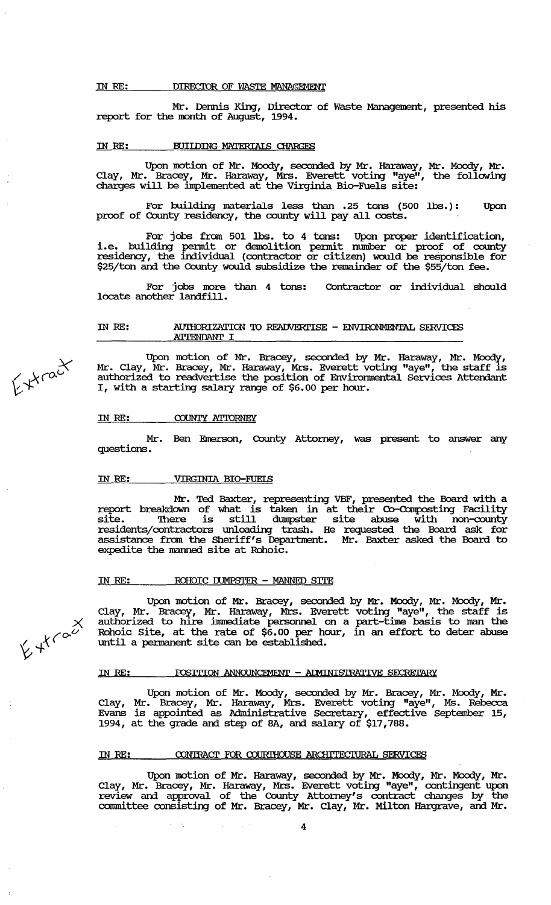IN RE: DIRECTOR OF WASTE MANAGEMENT

Mr. Dennis King, Director of Waste Management, presented his report for the month of August, 1994.

IN RE: BUILDING MATERIALS CHARGES

Upon motion of Mr. Moody, seconded by Mr. Haraway, Mr. Moody, Mr. Clay, Mr. Bracey, Mr. Haraway, Mrs. Everett voting "aye", the following charges will be implemented at the Virginia Bio-Fuels site:

For building materials less than .25 tons (500 lbs.): Upon proof of County residency, the county will pay all costs.

For jobs from 501 lbs. to 4 tons: Upon proper identification, i.e. building permit or demolition permit number or proof of county residency, the individual (contractor or citizen) would be responsible for $25/ton and the County would subsidize the remainder of the $55/ton fee.

For jobs more than 4 tons: Contractor or individual should locate another landfill.

IN RE: AUTHORIZATION TO READVERTISE - ENVIRONMENTAL SERVICES ATTENDANT I

Extract

Upon motion of Mr. Bracey, seconded by Mr. Haraway, Mr. Moody, Mr. Clay, Mr. Bracey, Mr. Haraway, Mrs. Everett voting "aye", the staff is authorized to readvertise the position of Environmental Services Attendant I, with a starting salary range of $6.00 per hour.

IN RE: COUNTY ATTORNEY

Mr. Ben Emerson, County Attorney, was present to answer any questions.

IN RE: VIRGINIA BIO-FUELS

Mr. Ted Baxter, representing VBF, presented the Board with a report breakdown of what is taken in at their Co-Composting Facility site. There is still dumpster site abuse with non-county residents/contractors unloading trash. He requested the Board ask for assistance from the Sheriff's Department. Mr. Baxter asked the Board to expedite the manned site at Rohoic.

IN RE: ROHOIC DUMPSTER - MANNED SITE

Extract

Upon motion of Mr. Bracey, seconded by Mr. Moody, Mr. Moody, Mr. Clay, Mr. Bracey, Mr. Haraway, Mrs. Everett voting "aye", the staff is authorized to hire immediate personnel on a part-time basis to man the Rohoic Site, at the rate of $6.00 per hour, in an effort to deter abuse until a permanent site can be established.

IN RE: POSITION ANNOUNCEMENT - ADMINISTRATIVE SECRETARY

Upon motion of Mr. Moody, seconded by Mr. Bracey, Mr. Moody, Mr. Clay, Mr. Bracey, Mr. Haraway, Mrs. Everett voting "aye", Ms. Rebecca Evans is appointed as Administrative Secretary, effective September 15, 1994, at the grade and step of 8A, and salary of $17,788.

IN RE: CONTRACT FOR COURTHOUSE ARCHITECTURAL SERVICES

Upon motion of Mr. Haraway, seconded by Mr. Moody, Mr. Moody, Mr. Clay, Mr. Bracey, Mr. Haraway, Mrs. Everett voting "aye", contingent upon review and approval of the County Attorney's contract changes by the committee consisting of Mr. Bracey, Mr. Clay, Mr. Milton Hargrave, and Mr.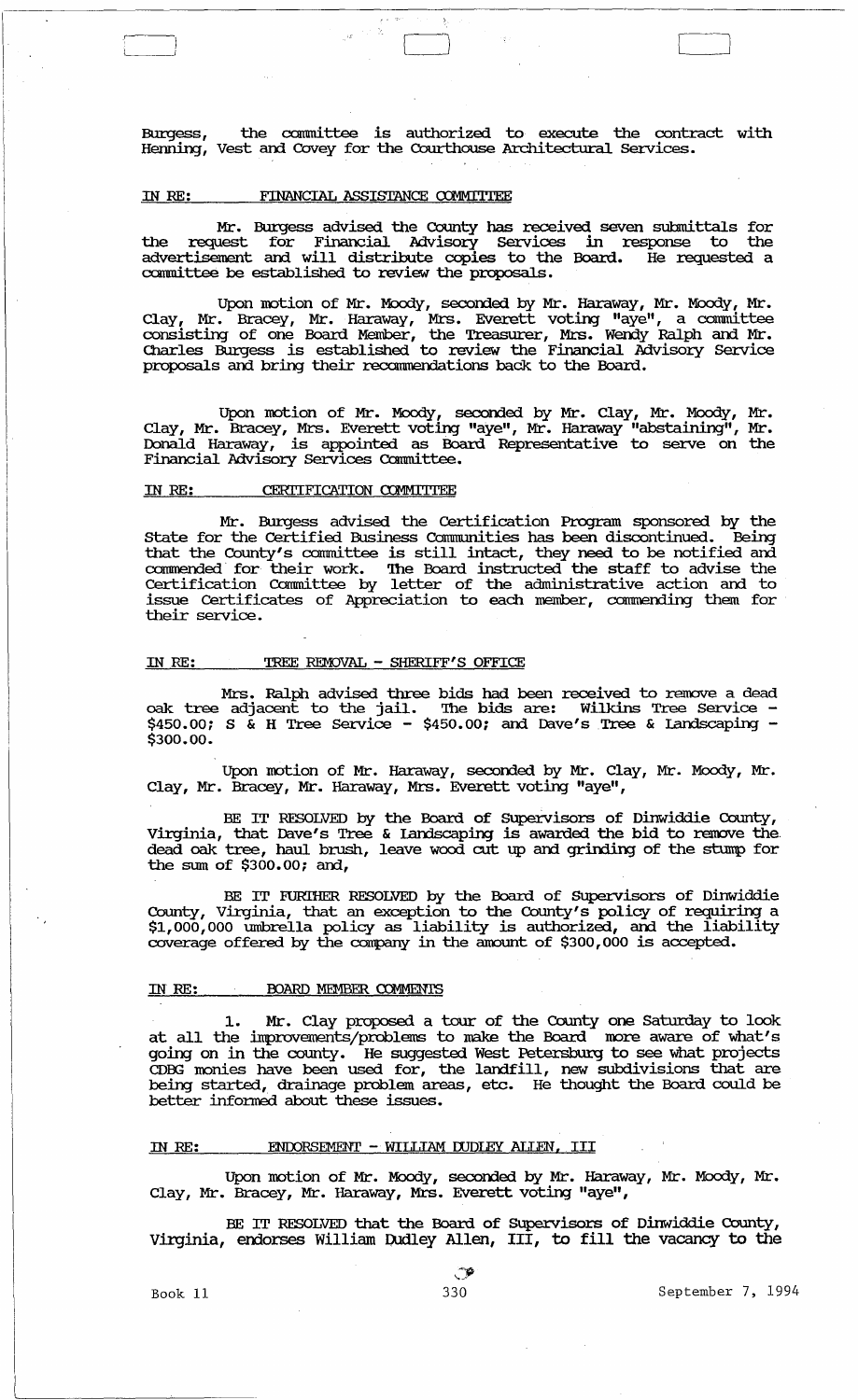Burgess, the committee is authorized to execute the contract with Henning, Vest and Covey for the Courthouse Architectural Services.

IN RE: FINANCIAL ASSISTANCE COMMITTEE

Mr. Burgess advised the County has received seven submittals for the request for Financial Advisory Services in response to the advertisement and will distribute copies to the Board. He requested a committee be established to review the proposals.

Upon motion of Mr. Moody, seconded by Mr. Haraway, Mr. Moody, Mr. Clay, Mr. Bracey, Mr. Haraway, Mrs. Everett voting "aye", a committee consisting of one Board Member, the Treasurer, Mrs. Wendy Ralph and Mr. Charles Burgess is established to review the Financial Advisory Service proposals and bring their recommendations back to the Board.

Upon motion of Mr. Moody, seconded by Mr. Clay, Mr. Moody, Mr. Clay, Mr. Bracey, Mrs. Everett voting "aye", Mr. Haraway "abstaining", Mr. Donald Haraway, is appointed as Board Representative to serve on the Financial Advisory Services Committee.

IN RE: CERTIFICATION COMMITTEE

Mr. Burgess advised the Certification Program sponsored by the State for the Certified Business Communities has been discontinued. Being that the County's committee is still intact, they need to be notified and commended for their work. The Board instructed the staff to advise the Certification Committee by letter of the administrative action and to issue Certificates of Appreciation to each member, commending them for their service.

IN RE: TREE REMOVAL - SHERIFF'S OFFICE

Mrs. Ralph advised three bids had been received to remove a dead oak tree adjacent to the jail. The bids are: Wilkins Tree Service - $450.00; S & H Tree Service - $450.00; and Dave's Tree & Landscaping - $300.00.

Upon motion of Mr. Haraway, seconded by Mr. Clay, Mr. Moody, Mr. Clay, Mr. Bracey, Mr. Haraway, Mrs. Everett voting "aye",

BE IT RESOLVED by the Board of Supervisors of Dinwiddie County, Virginia, that Dave's Tree & Landscaping is awarded the bid to remove the dead oak tree, haul brush, leave wood cut up and grinding of the stump for the sum of $300.00; and,

BE IT FURTHER RESOLVED by the Board of Supervisors of Dinwiddie County, Virginia, that an exception to the County's policy of requiring a $1,000,000 umbrella policy as liability is authorized, and the liability coverage offered by the company in the amount of $300,000 is accepted.

IN RE: BOARD MEMBER COMMENTS

1. Mr. Clay proposed a tour of the County one Saturday to look at all the improvements/problems to make the Board more aware of what's going on in the county. He suggested West Petersburg to see what projects CDBG monies have been used for, the landfill, new subdivisions that are being started, drainage problem areas, etc. He thought the Board could be better informed about these issues.

IN RE: ENDORSEMENT - WILLIAM DUDLEY ALLEN, III

Upon motion of Mr. Moody, seconded by Mr. Haraway, Mr. Moody, Mr. Clay, Mr. Bracey, Mr. Haraway, Mrs. Everett voting "aye",

BE IT RESOLVED that the Board of Supervisors of Dinwiddie County, Virginia, endorses William Dudley Allen, III, to fill the vacancy to the

Book 11 330 September 7, 1994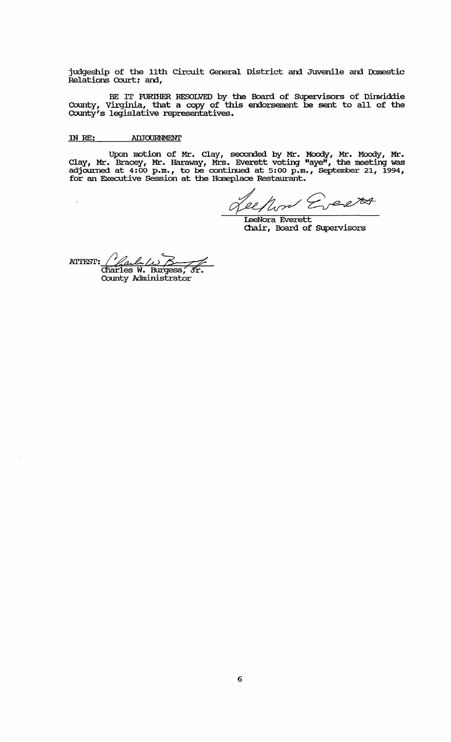judgeship of the 11th Circuit General District and Juvenile and Domestic Relations Court; and,

BE IT FURTHER RESOLVED by the Board of Supervisors of Dinwiddie County, Virginia, that a copy of this endorsement be sent to all of the County's legislative representatives.

IN RE: ADJOURNMENT

Upon motion of Mr. Clay, seconded by Mr. Moody, Mr. Moody, Mr. Clay, Mr. Bracey, Mr. Haraway, Mrs. Everett voting "aye", the meeting was adjourned at 4:00 p.m., to be continued at 5:00 p.m., September 21, 1994, for an Executive Session at the Homeplace Restaurant.

LeeNora Everett
Chair, Board of Supervisors

ATTEST: Charles W. Burgess, Jr.
County Administrator